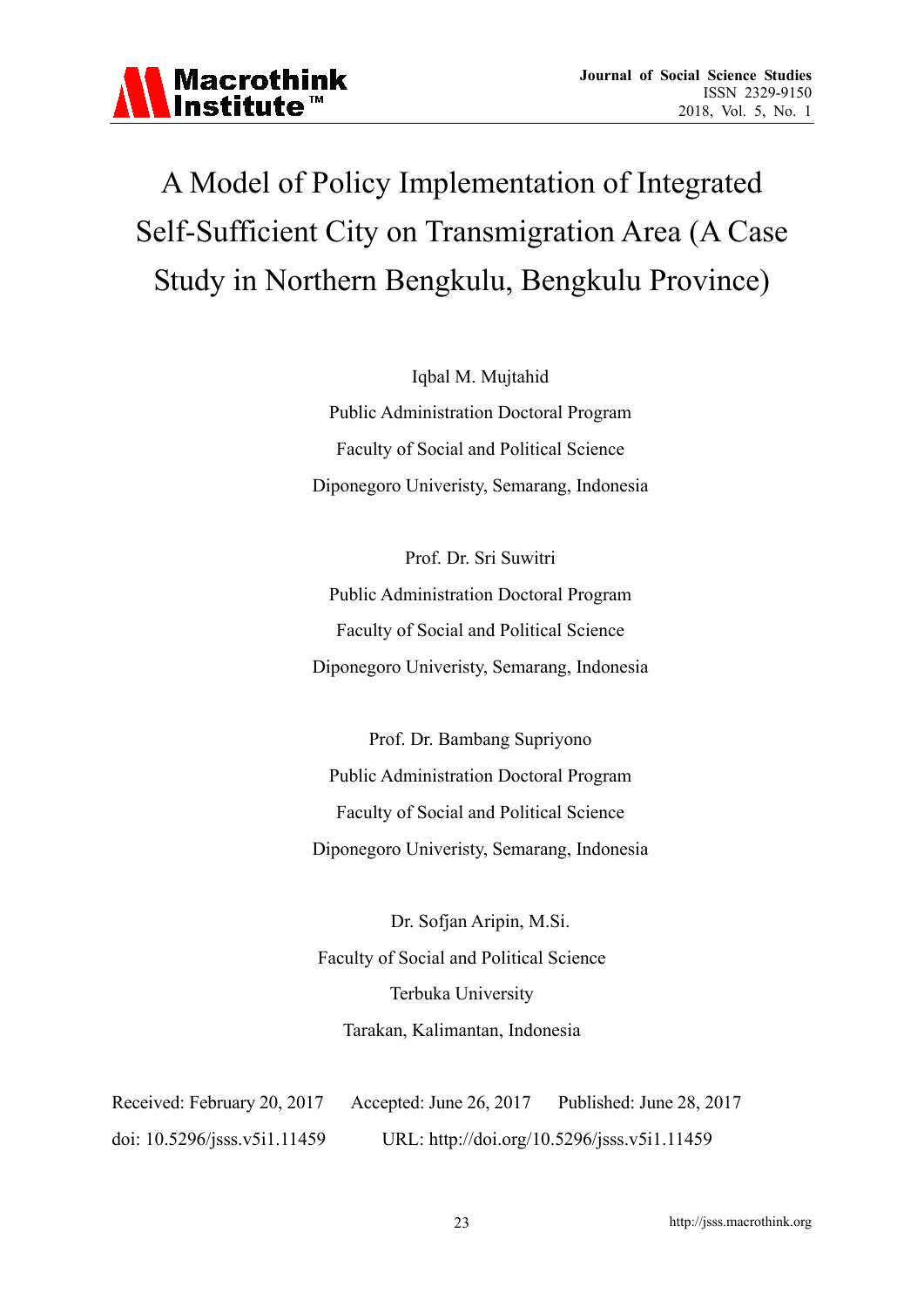# A Model of Policy Implementation of Integrated Self-Sufficient City on Transmigration Area (A Case Study in Northern Bengkulu, Bengkulu Province)

Iqbal M. Mujtahid

Public Administration Doctoral Program

Faculty of Social and Political Science

Diponegoro Univeristy, Semarang, Indonesia

Prof. Dr. Sri Suwitri

Public Administration Doctoral Program

Faculty of Social and Political Science

Diponegoro Univeristy, Semarang, Indonesia

Prof. Dr. Bambang Supriyono

Public Administration Doctoral Program

Faculty of Social and Political Science

Diponegoro Univeristy, Semarang, Indonesia

Dr. Sofjan Aripin, M.Si.

Faculty of Social and Political Science

Terbuka University

Tarakan, Kalimantan, Indonesia

Received: February 20, 2017 Accepted: June 26, 2017 Published: June 28, 2017

doi: 10.5296/jsss.v5i1.11459 URL: http://doi.org/10.5296/jsss.v5i1.11459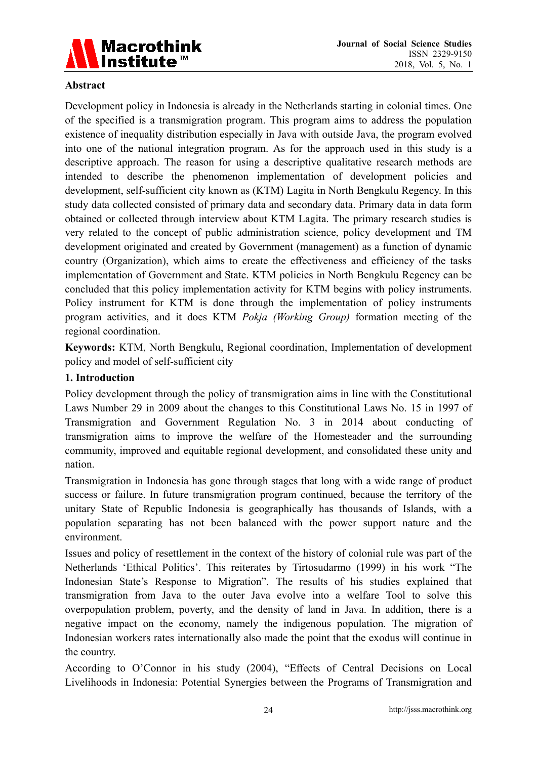## Abstract

Development policy in Indonesia is already in the Netherlands starting in colonial times. One of the specified is a transmigration program. This program aims to address the population existence of inequality distribution especially in Java with outside Java, the program evolved into one of the national integration program. As for the approach used in this study is a descriptive approach. The reason for using a descriptive qualitative research methods are intended to describe the phenomenon implementation of development policies and development, self-sufficient city known as (KTM) Lagita in North Bengkulu Regency. In this study data collected consisted of primary data and secondary data. Primary data in data form obtained or collected through interview about KTM Lagita. The primary research studies is very related to the concept of public administration science, policy development and TM development originated and created by Government (management) as a function of dynamic country (Organization), which aims to create the effectiveness and efficiency of the tasks implementation of Government and State. KTM policies in North Bengkulu Regency can be concluded that this policy implementation activity for KTM begins with policy instruments. Policy instrument for KTM is done through the implementation of policy instruments program activities, and it does KTM *Pokja (Working Group)* formation meeting of the regional coordination.

**Keywords:** KTM, North Bengkulu, Regional coordination, Implementation of development policy and model of self-sufficient city

## 1. Introduction

Policy development through the policy of transmigration aims in line with the Constitutional Laws Number 29 in 2009 about the changes to this Constitutional Laws No. 15 in 1997 of Transmigration and Government Regulation No. 3 in 2014 about conducting of transmigration aims to improve the welfare of the Homesteader and the surrounding community, improved and equitable regional development, and consolidated these unity and nation.

Transmigration in Indonesia has gone through stages that long with a wide range of product success or failure. In future transmigration program continued, because the territory of the unitary State of Republic Indonesia is geographically has thousands of Islands, with a population separating has not been balanced with the power support nature and the environment.

Issues and policy of resettlement in the context of the history of colonial rule was part of the Netherlands 'Ethical Politics'. This reiterates by Tirtosudarmo (1999) in his work "The Indonesian State's Response to Migration". The results of his studies explained that transmigration from Java to the outer Java evolve into a welfare Tool to solve this overpopulation problem, poverty, and the density of land in Java. In addition, there is a negative impact on the economy, namely the indigenous population. The migration of Indonesian workers rates internationally also made the point that the exodus will continue in the country.

According to O'Connor in his study (2004), "Effects of Central Decisions on Local Livelihoods in Indonesia: Potential Synergies between the Programs of Transmigration and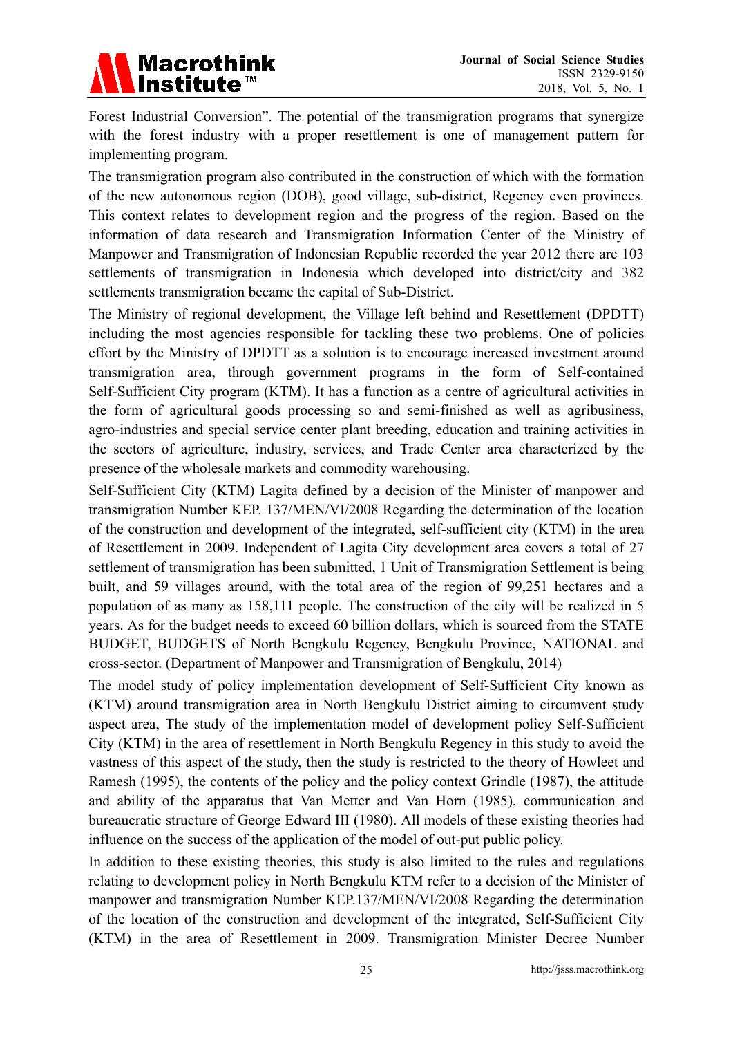Forest Industrial Conversion". The potential of the transmigration programs that synergize with the forest industry with a proper resettlement is one of management pattern for implementing program.

The transmigration program also contributed in the construction of which with the formation of the new autonomous region (DOB), good village, sub-district, Regency even provinces. This context relates to development region and the progress of the region. Based on the information of data research and Transmigration Information Center of the Ministry of Manpower and Transmigration of Indonesian Republic recorded the year 2012 there are 103 settlements of transmigration in Indonesia which developed into district/city and 382 settlements transmigration became the capital of Sub-District.

The Ministry of regional development, the Village left behind and Resettlement (DPDTT) including the most agencies responsible for tackling these two problems. One of policies effort by the Ministry of DPDTT as a solution is to encourage increased investment around transmigration area, through government programs in the form of Self-contained Self-Sufficient City program (KTM). It has a function as a centre of agricultural activities in the form of agricultural goods processing so and semi-finished as well as agribusiness, agro-industries and special service center plant breeding, education and training activities in the sectors of agriculture, industry, services, and Trade Center area characterized by the presence of the wholesale markets and commodity warehousing.

Self-Sufficient City (KTM) Lagita defined by a decision of the Minister of manpower and transmigration Number KEP. 137/MEN/VI/2008 Regarding the determination of the location of the construction and development of the integrated, self-sufficient city (KTM) in the area of Resettlement in 2009. Independent of Lagita City development area covers a total of 27 settlement of transmigration has been submitted, 1 Unit of Transmigration Settlement is being built, and 59 villages around, with the total area of the region of 99,251 hectares and a population of as many as 158,111 people. The construction of the city will be realized in 5 years. As for the budget needs to exceed 60 billion dollars, which is sourced from the STATE BUDGET, BUDGETS of North Bengkulu Regency, Bengkulu Province, NATIONAL and cross-sector. (Department of Manpower and Transmigration of Bengkulu, 2014)

The model study of policy implementation development of Self-Sufficient City known as (KTM) around transmigration area in North Bengkulu District aiming to circumvent study aspect area, The study of the implementation model of development policy Self-Sufficient City (KTM) in the area of resettlement in North Bengkulu Regency in this study to avoid the vastness of this aspect of the study, then the study is restricted to the theory of Howleet and Ramesh (1995), the contents of the policy and the policy context Grindle (1987), the attitude and ability of the apparatus that Van Metter and Van Horn (1985), communication and bureaucratic structure of George Edward III (1980). All models of these existing theories had influence on the success of the application of the model of out-put public policy.

In addition to these existing theories, this study is also limited to the rules and regulations relating to development policy in North Bengkulu KTM refer to a decision of the Minister of manpower and transmigration Number KEP.137/MEN/VI/2008 Regarding the determination of the location of the construction and development of the integrated, Self-Sufficient City (KTM) in the area of Resettlement in 2009. Transmigration Minister Decree Number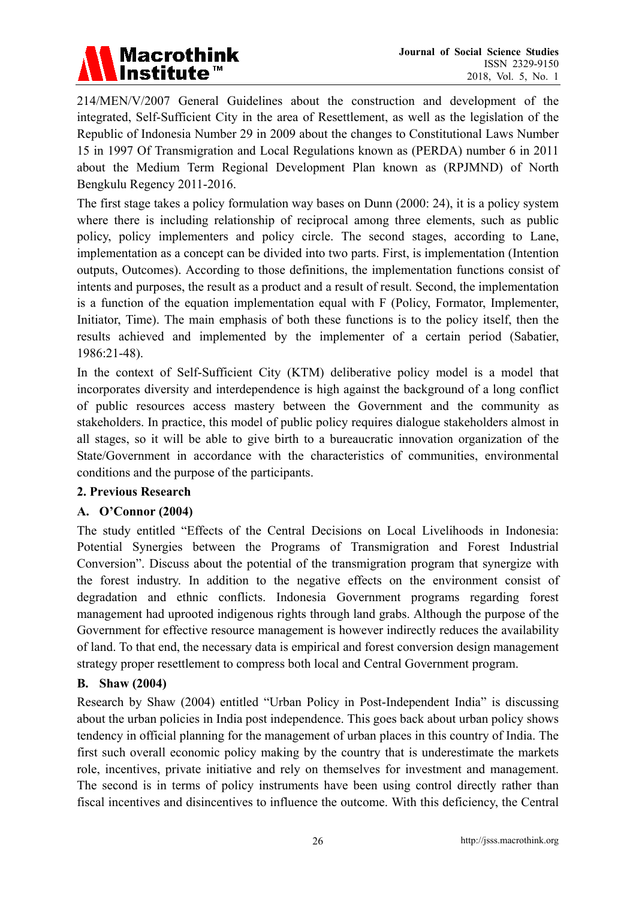214/MEN/V/2007 General Guidelines about the construction and development of the integrated, Self-Sufficient City in the area of Resettlement, as well as the legislation of the Republic of Indonesia Number 29 in 2009 about the changes to Constitutional Laws Number 15 in 1997 Of Transmigration and Local Regulations known as (PERDA) number 6 in 2011 about the Medium Term Regional Development Plan known as (RPJMND) of North Bengkulu Regency 2011-2016.

The first stage takes a policy formulation way bases on Dunn (2000: 24), it is a policy system where there is including relationship of reciprocal among three elements, such as public policy, policy implementers and policy circle. The second stages, according to Lane, implementation as a concept can be divided into two parts. First, is implementation (Intention outputs, Outcomes). According to those definitions, the implementation functions consist of intents and purposes, the result as a product and a result of result. Second, the implementation is a function of the equation implementation equal with F (Policy, Formator, Implementer, Initiator, Time). The main emphasis of both these functions is to the policy itself, then the results achieved and implemented by the implementer of a certain period (Sabatier, 1986:21-48).

In the context of Self-Sufficient City (KTM) deliberative policy model is a model that incorporates diversity and interdependence is high against the background of a long conflict of public resources access mastery between the Government and the community as stakeholders. In practice, this model of public policy requires dialogue stakeholders almost in all stages, so it will be able to give birth to a bureaucratic innovation organization of the State/Government in accordance with the characteristics of communities, environmental conditions and the purpose of the participants.

## 2. Previous Research

### A. O'Connor (2004)

The study entitled "Effects of the Central Decisions on Local Livelihoods in Indonesia: Potential Synergies between the Programs of Transmigration and Forest Industrial Conversion". Discuss about the potential of the transmigration program that synergize with the forest industry. In addition to the negative effects on the environment consist of degradation and ethnic conflicts. Indonesia Government programs regarding forest management had uprooted indigenous rights through land grabs. Although the purpose of the Government for effective resource management is however indirectly reduces the availability of land. To that end, the necessary data is empirical and forest conversion design management strategy proper resettlement to compress both local and Central Government program.

### B. Shaw (2004)

Research by Shaw (2004) entitled "Urban Policy in Post-Independent India" is discussing about the urban policies in India post independence. This goes back about urban policy shows tendency in official planning for the management of urban places in this country of India. The first such overall economic policy making by the country that is underestimate the markets role, incentives, private initiative and rely on themselves for investment and management. The second is in terms of policy instruments have been using control directly rather than fiscal incentives and disincentives to influence the outcome. With this deficiency, the Central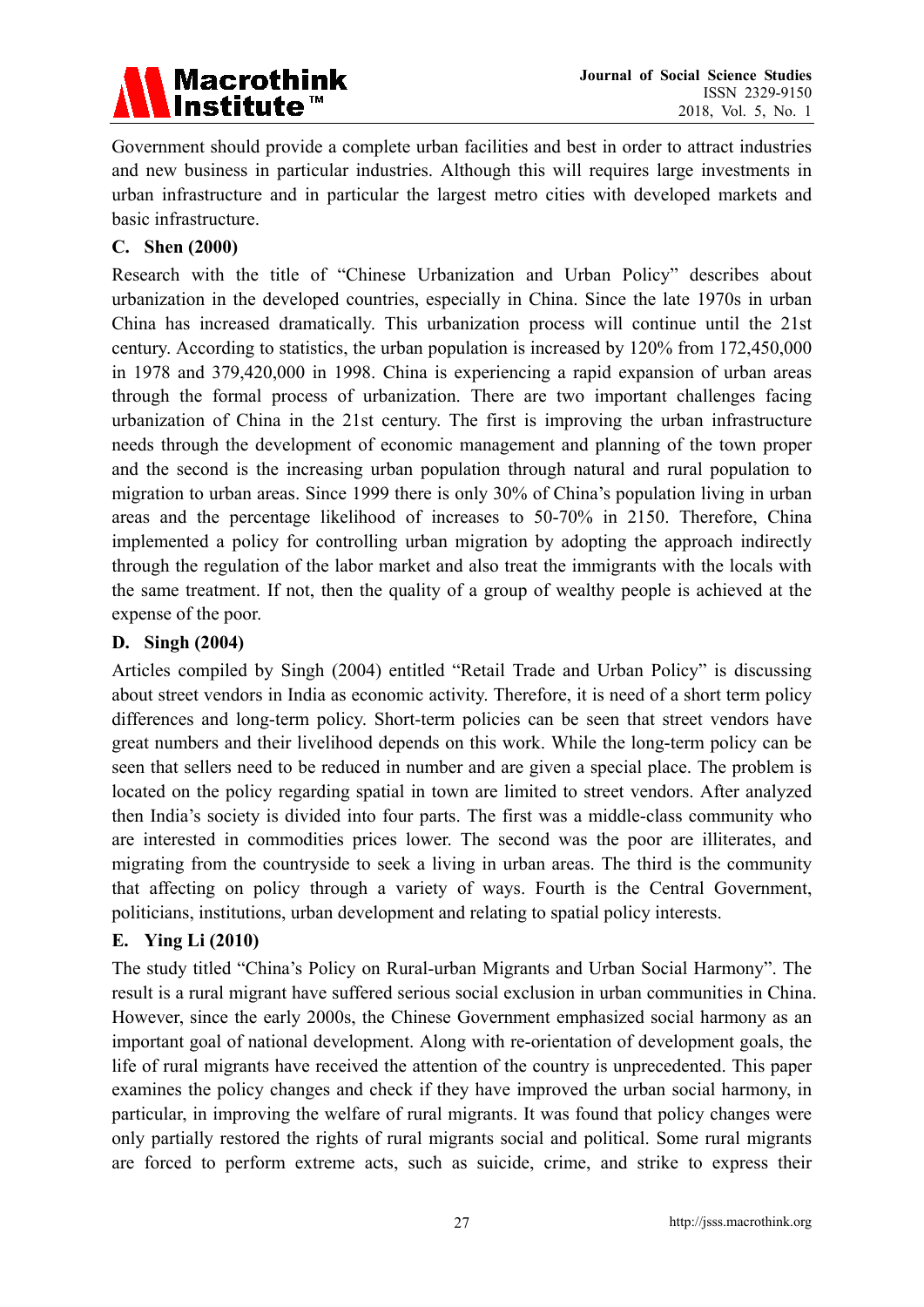Government should provide a complete urban facilities and best in order to attract industries and new business in particular industries. Although this will requires large investments in urban infrastructure and in particular the largest metro cities with developed markets and basic infrastructure.

### C. Shen (2000)

Research with the title of "Chinese Urbanization and Urban Policy" describes about urbanization in the developed countries, especially in China. Since the late 1970s in urban China has increased dramatically. This urbanization process will continue until the 21st century. According to statistics, the urban population is increased by 120% from 172,450,000 in 1978 and 379,420,000 in 1998. China is experiencing a rapid expansion of urban areas through the formal process of urbanization. There are two important challenges facing urbanization of China in the 21st century. The first is improving the urban infrastructure needs through the development of economic management and planning of the town proper and the second is the increasing urban population through natural and rural population to migration to urban areas. Since 1999 there is only 30% of China's population living in urban areas and the percentage likelihood of increases to 50-70% in 2150. Therefore, China implemented a policy for controlling urban migration by adopting the approach indirectly through the regulation of the labor market and also treat the immigrants with the locals with the same treatment. If not, then the quality of a group of wealthy people is achieved at the expense of the poor.

### D. Singh (2004)

Articles compiled by Singh (2004) entitled "Retail Trade and Urban Policy" is discussing about street vendors in India as economic activity. Therefore, it is need of a short term policy differences and long-term policy. Short-term policies can be seen that street vendors have great numbers and their livelihood depends on this work. While the long-term policy can be seen that sellers need to be reduced in number and are given a special place. The problem is located on the policy regarding spatial in town are limited to street vendors. After analyzed then India's society is divided into four parts. The first was a middle-class community who are interested in commodities prices lower. The second was the poor are illiterates, and migrating from the countryside to seek a living in urban areas. The third is the community that affecting on policy through a variety of ways. Fourth is the Central Government, politicians, institutions, urban development and relating to spatial policy interests.

### E. Ying Li (2010)

The study titled "China's Policy on Rural-urban Migrants and Urban Social Harmony". The result is a rural migrant have suffered serious social exclusion in urban communities in China. However, since the early 2000s, the Chinese Government emphasized social harmony as an important goal of national development. Along with re-orientation of development goals, the life of rural migrants have received the attention of the country is unprecedented. This paper examines the policy changes and check if they have improved the urban social harmony, in particular, in improving the welfare of rural migrants. It was found that policy changes were only partially restored the rights of rural migrants social and political. Some rural migrants are forced to perform extreme acts, such as suicide, crime, and strike to express their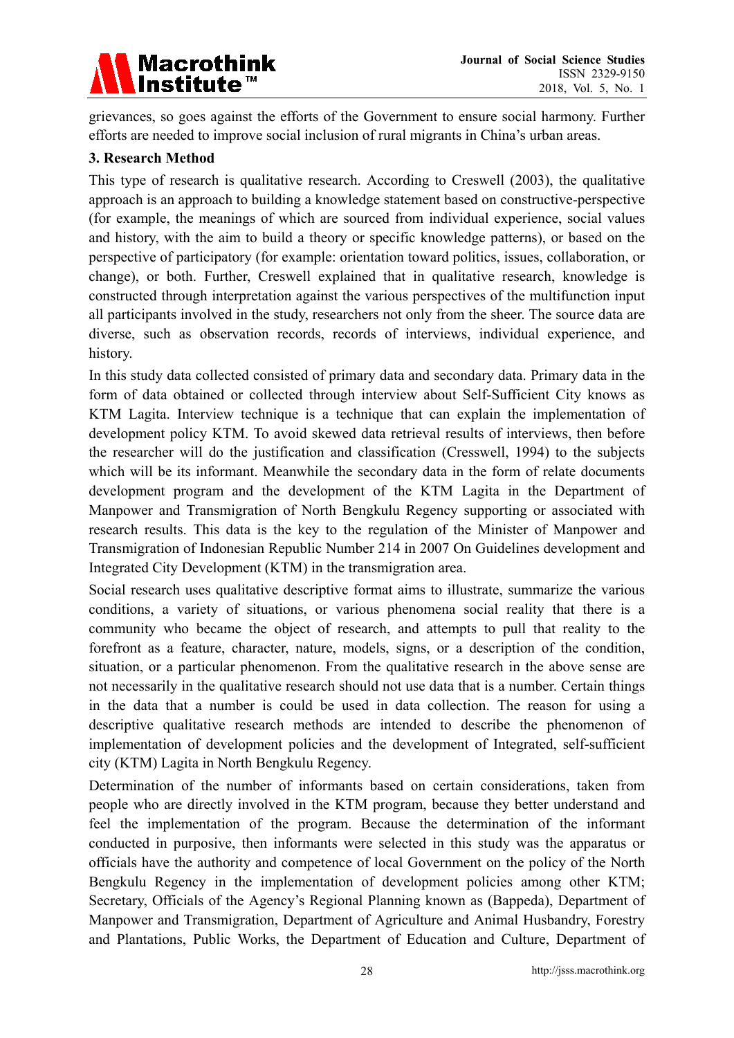grievances, so goes against the efforts of the Government to ensure social harmony. Further efforts are needed to improve social inclusion of rural migrants in China's urban areas.

## 3. Research Method

This type of research is qualitative research. According to Creswell (2003), the qualitative approach is an approach to building a knowledge statement based on constructive-perspective (for example, the meanings of which are sourced from individual experience, social values and history, with the aim to build a theory or specific knowledge patterns), or based on the perspective of participatory (for example: orientation toward politics, issues, collaboration, or change), or both. Further, Creswell explained that in qualitative research, knowledge is constructed through interpretation against the various perspectives of the multifunction input all participants involved in the study, researchers not only from the sheer. The source data are diverse, such as observation records, records of interviews, individual experience, and history.

In this study data collected consisted of primary data and secondary data. Primary data in the form of data obtained or collected through interview about Self-Sufficient City knows as KTM Lagita. Interview technique is a technique that can explain the implementation of development policy KTM. To avoid skewed data retrieval results of interviews, then before the researcher will do the justification and classification (Cresswell, 1994) to the subjects which will be its informant. Meanwhile the secondary data in the form of relate documents development program and the development of the KTM Lagita in the Department of Manpower and Transmigration of North Bengkulu Regency supporting or associated with research results. This data is the key to the regulation of the Minister of Manpower and Transmigration of Indonesian Republic Number 214 in 2007 On Guidelines development and Integrated City Development (KTM) in the transmigration area.

Social research uses qualitative descriptive format aims to illustrate, summarize the various conditions, a variety of situations, or various phenomena social reality that there is a community who became the object of research, and attempts to pull that reality to the forefront as a feature, character, nature, models, signs, or a description of the condition, situation, or a particular phenomenon. From the qualitative research in the above sense are not necessarily in the qualitative research should not use data that is a number. Certain things in the data that a number is could be used in data collection. The reason for using a descriptive qualitative research methods are intended to describe the phenomenon of implementation of development policies and the development of Integrated, self-sufficient city (KTM) Lagita in North Bengkulu Regency.

Determination of the number of informants based on certain considerations, taken from people who are directly involved in the KTM program, because they better understand and feel the implementation of the program. Because the determination of the informant conducted in purposive, then informants were selected in this study was the apparatus or officials have the authority and competence of local Government on the policy of the North Bengkulu Regency in the implementation of development policies among other KTM; Secretary, Officials of the Agency's Regional Planning known as (Bappeda), Department of Manpower and Transmigration, Department of Agriculture and Animal Husbandry, Forestry and Plantations, Public Works, the Department of Education and Culture, Department of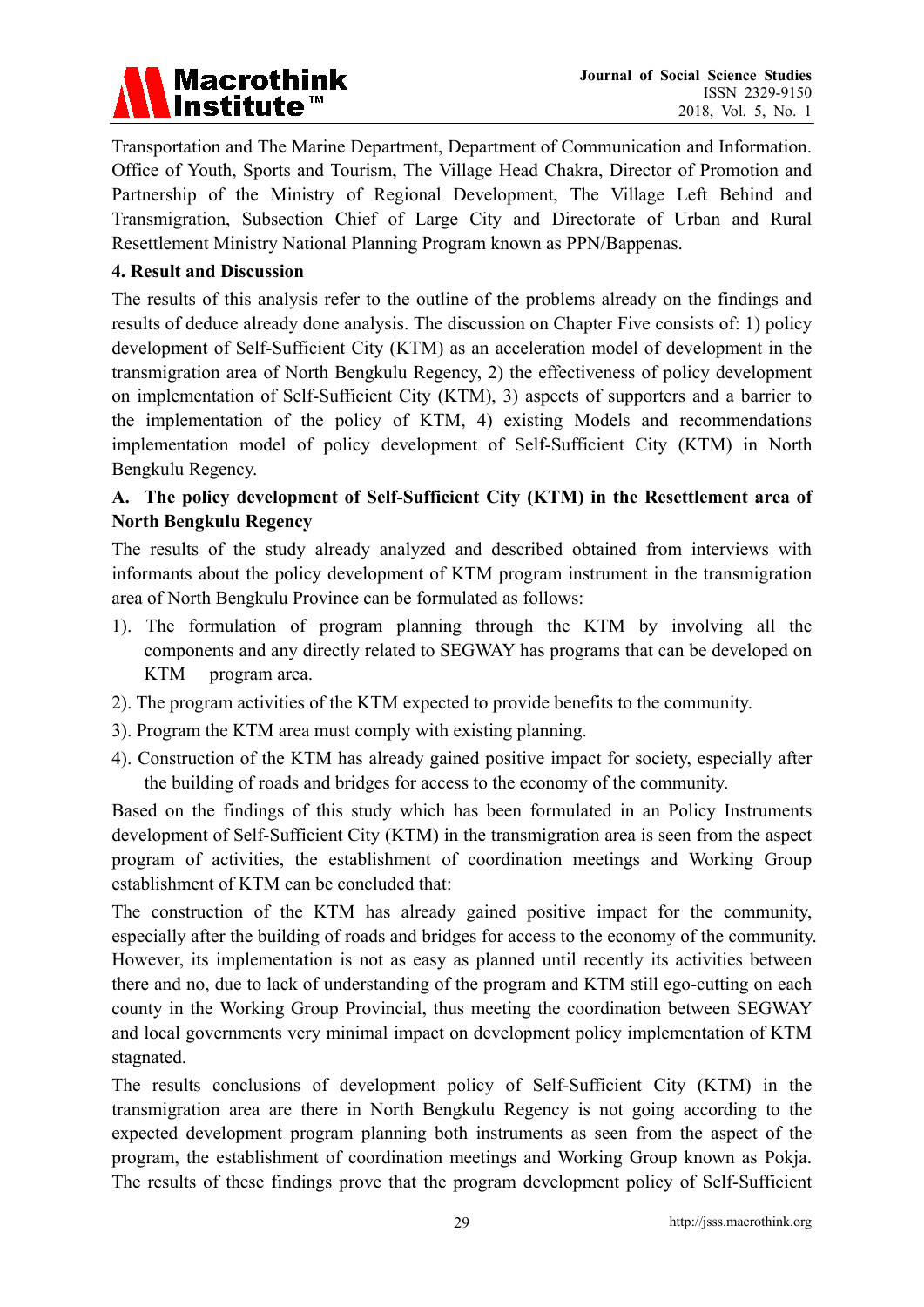Transportation and The Marine Department, Department of Communication and Information. Office of Youth, Sports and Tourism, The Village Head Chakra, Director of Promotion and Partnership of the Ministry of Regional Development, The Village Left Behind and Transmigration, Subsection Chief of Large City and Directorate of Urban and Rural Resettlement Ministry National Planning Program known as PPN/Bappenas.

## 4. Result and Discussion

The results of this analysis refer to the outline of the problems already on the findings and results of deduce already done analysis. The discussion on Chapter Five consists of: 1) policy development of Self-Sufficient City (KTM) as an acceleration model of development in the transmigration area of North Bengkulu Regency, 2) the effectiveness of policy development on implementation of Self-Sufficient City (KTM), 3) aspects of supporters and a barrier to the implementation of the policy of KTM, 4) existing Models and recommendations implementation model of policy development of Self-Sufficient City (KTM) in North Bengkulu Regency.

### A. The policy development of Self-Sufficient City (KTM) in the Resettlement area of North Bengkulu Regency

The results of the study already analyzed and described obtained from interviews with informants about the policy development of KTM program instrument in the transmigration area of North Bengkulu Province can be formulated as follows:

1). The formulation of program planning through the KTM by involving all the components and any directly related to SEGWAY has programs that can be developed on KTM program area.

2). The program activities of the KTM expected to provide benefits to the community.

3). Program the KTM area must comply with existing planning.

4). Construction of the KTM has already gained positive impact for society, especially after the building of roads and bridges for access to the economy of the community.

Based on the findings of this study which has been formulated in an Policy Instruments development of Self-Sufficient City (KTM) in the transmigration area is seen from the aspect program of activities, the establishment of coordination meetings and Working Group establishment of KTM can be concluded that:

The construction of the KTM has already gained positive impact for the community, especially after the building of roads and bridges for access to the economy of the community. However, its implementation is not as easy as planned until recently its activities between there and no, due to lack of understanding of the program and KTM still ego-cutting on each county in the Working Group Provincial, thus meeting the coordination between SEGWAY and local governments very minimal impact on development policy implementation of KTM stagnated.

The results conclusions of development policy of Self-Sufficient City (KTM) in the transmigration area are there in North Bengkulu Regency is not going according to the expected development program planning both instruments as seen from the aspect of the program, the establishment of coordination meetings and Working Group known as Pokja. The results of these findings prove that the program development policy of Self-Sufficient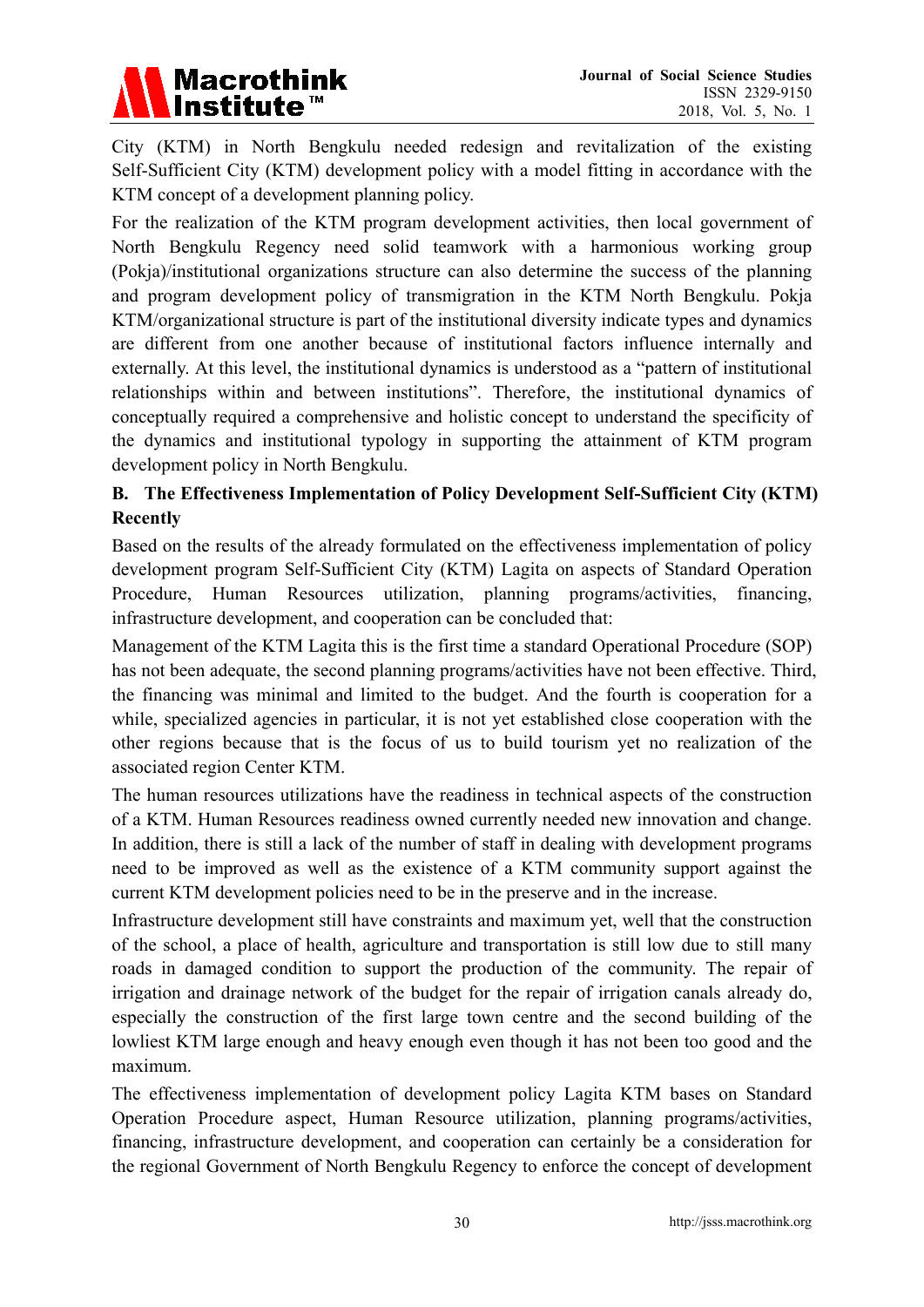City (KTM) in North Bengkulu needed redesign and revitalization of the existing Self-Sufficient City (KTM) development policy with a model fitting in accordance with the KTM concept of a development planning policy.

For the realization of the KTM program development activities, then local government of North Bengkulu Regency need solid teamwork with a harmonious working group (Pokja)/institutional organizations structure can also determine the success of the planning and program development policy of transmigration in the KTM North Bengkulu. Pokja KTM/organizational structure is part of the institutional diversity indicate types and dynamics are different from one another because of institutional factors influence internally and externally. At this level, the institutional dynamics is understood as a "pattern of institutional relationships within and between institutions". Therefore, the institutional dynamics of conceptually required a comprehensive and holistic concept to understand the specificity of the dynamics and institutional typology in supporting the attainment of KTM program development policy in North Bengkulu.

### B. The Effectiveness Implementation of Policy Development Self-Sufficient City (KTM) Recently

Based on the results of the already formulated on the effectiveness implementation of policy development program Self-Sufficient City (KTM) Lagita on aspects of Standard Operation Procedure, Human Resources utilization, planning programs/activities, financing, infrastructure development, and cooperation can be concluded that:

Management of the KTM Lagita this is the first time a standard Operational Procedure (SOP) has not been adequate, the second planning programs/activities have not been effective. Third, the financing was minimal and limited to the budget. And the fourth is cooperation for a while, specialized agencies in particular, it is not yet established close cooperation with the other regions because that is the focus of us to build tourism yet no realization of the associated region Center KTM.

The human resources utilizations have the readiness in technical aspects of the construction of a KTM. Human Resources readiness owned currently needed new innovation and change. In addition, there is still a lack of the number of staff in dealing with development programs need to be improved as well as the existence of a KTM community support against the current KTM development policies need to be in the preserve and in the increase.

Infrastructure development still have constraints and maximum yet, well that the construction of the school, a place of health, agriculture and transportation is still low due to still many roads in damaged condition to support the production of the community. The repair of irrigation and drainage network of the budget for the repair of irrigation canals already do, especially the construction of the first large town centre and the second building of the lowliest KTM large enough and heavy enough even though it has not been too good and the maximum.

The effectiveness implementation of development policy Lagita KTM bases on Standard Operation Procedure aspect, Human Resource utilization, planning programs/activities, financing, infrastructure development, and cooperation can certainly be a consideration for the regional Government of North Bengkulu Regency to enforce the concept of development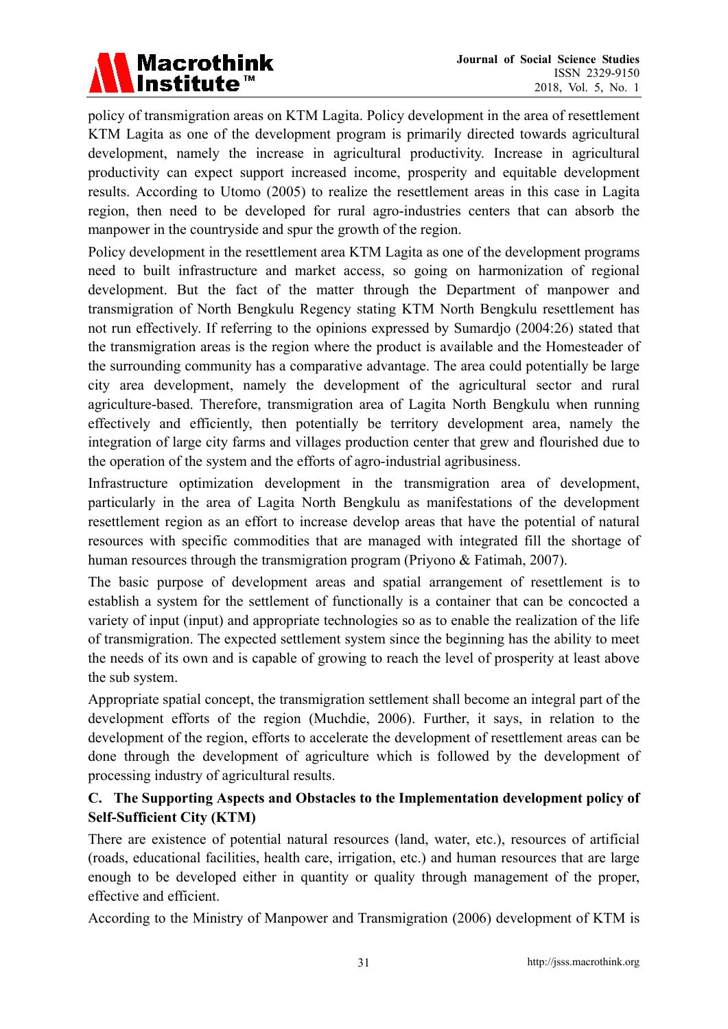policy of transmigration areas on KTM Lagita. Policy development in the area of resettlement KTM Lagita as one of the development program is primarily directed towards agricultural development, namely the increase in agricultural productivity. Increase in agricultural productivity can expect support increased income, prosperity and equitable development results. According to Utomo (2005) to realize the resettlement areas in this case in Lagita region, then need to be developed for rural agro-industries centers that can absorb the manpower in the countryside and spur the growth of the region.

Policy development in the resettlement area KTM Lagita as one of the development programs need to built infrastructure and market access, so going on harmonization of regional development. But the fact of the matter through the Department of manpower and transmigration of North Bengkulu Regency stating KTM North Bengkulu resettlement has not run effectively. If referring to the opinions expressed by Sumardjo (2004:26) stated that the transmigration areas is the region where the product is available and the Homesteader of the surrounding community has a comparative advantage. The area could potentially be large city area development, namely the development of the agricultural sector and rural agriculture-based. Therefore, transmigration area of Lagita North Bengkulu when running effectively and efficiently, then potentially be territory development area, namely the integration of large city farms and villages production center that grew and flourished due to the operation of the system and the efforts of agro-industrial agribusiness.

Infrastructure optimization development in the transmigration area of development, particularly in the area of Lagita North Bengkulu as manifestations of the development resettlement region as an effort to increase develop areas that have the potential of natural resources with specific commodities that are managed with integrated fill the shortage of human resources through the transmigration program (Priyono & Fatimah, 2007).

The basic purpose of development areas and spatial arrangement of resettlement is to establish a system for the settlement of functionally is a container that can be concocted a variety of input (input) and appropriate technologies so as to enable the realization of the life of transmigration. The expected settlement system since the beginning has the ability to meet the needs of its own and is capable of growing to reach the level of prosperity at least above the sub system.

Appropriate spatial concept, the transmigration settlement shall become an integral part of the development efforts of the region (Muchdie, 2006). Further, it says, in relation to the development of the region, efforts to accelerate the development of resettlement areas can be done through the development of agriculture which is followed by the development of processing industry of agricultural results.

### C. The Supporting Aspects and Obstacles to the Implementation development policy of Self-Sufficient City (KTM)

There are existence of potential natural resources (land, water, etc.), resources of artificial (roads, educational facilities, health care, irrigation, etc.) and human resources that are large enough to be developed either in quantity or quality through management of the proper, effective and efficient.

According to the Ministry of Manpower and Transmigration (2006) development of KTM is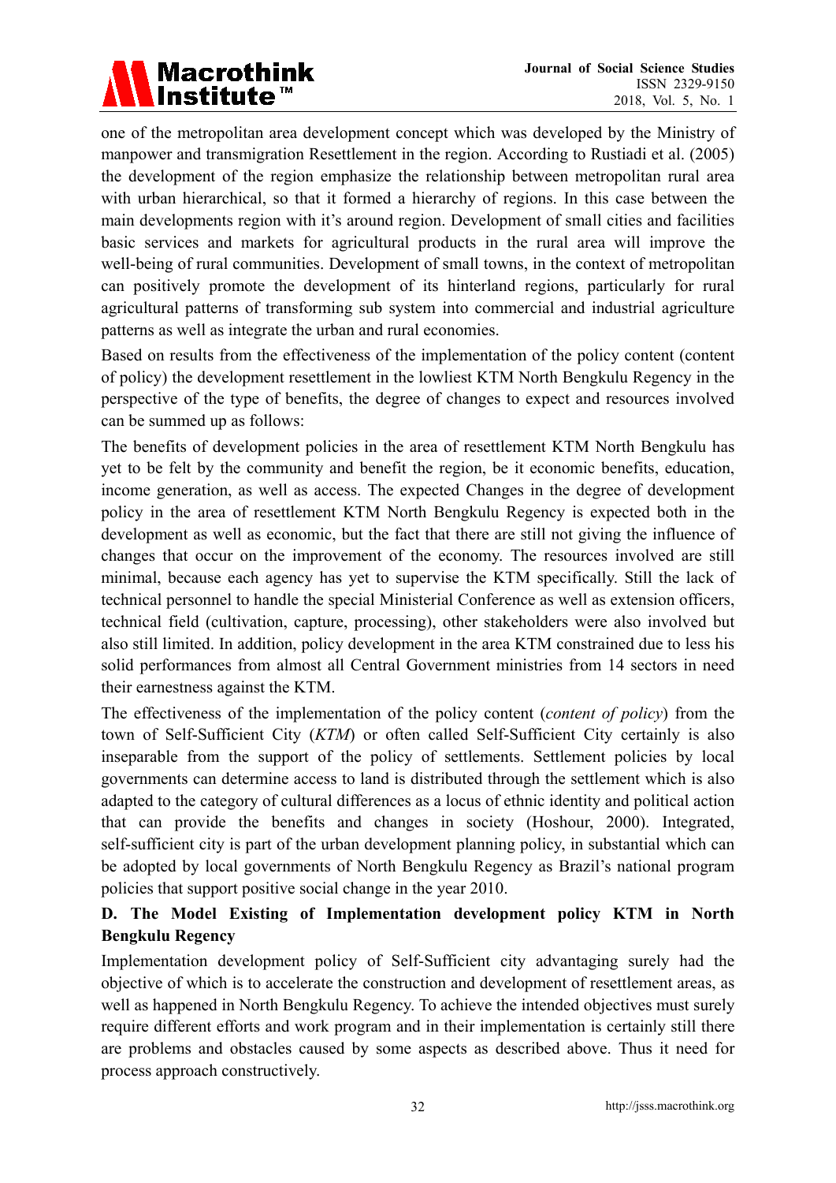one of the metropolitan area development concept which was developed by the Ministry of manpower and transmigration Resettlement in the region. According to Rustiadi et al. (2005) the development of the region emphasize the relationship between metropolitan rural area with urban hierarchical, so that it formed a hierarchy of regions. In this case between the main developments region with it's around region. Development of small cities and facilities basic services and markets for agricultural products in the rural area will improve the well-being of rural communities. Development of small towns, in the context of metropolitan can positively promote the development of its hinterland regions, particularly for rural agricultural patterns of transforming sub system into commercial and industrial agriculture patterns as well as integrate the urban and rural economies.

Based on results from the effectiveness of the implementation of the policy content (content of policy) the development resettlement in the lowliest KTM North Bengkulu Regency in the perspective of the type of benefits, the degree of changes to expect and resources involved can be summed up as follows:

The benefits of development policies in the area of resettlement KTM North Bengkulu has yet to be felt by the community and benefit the region, be it economic benefits, education, income generation, as well as access. The expected Changes in the degree of development policy in the area of resettlement KTM North Bengkulu Regency is expected both in the development as well as economic, but the fact that there are still not giving the influence of changes that occur on the improvement of the economy. The resources involved are still minimal, because each agency has yet to supervise the KTM specifically. Still the lack of technical personnel to handle the special Ministerial Conference as well as extension officers, technical field (cultivation, capture, processing), other stakeholders were also involved but also still limited. In addition, policy development in the area KTM constrained due to less his solid performances from almost all Central Government ministries from 14 sectors in need their earnestness against the KTM.

The effectiveness of the implementation of the policy content (*content of policy*) from the town of Self-Sufficient City (*KTM*) or often called Self-Sufficient City certainly is also inseparable from the support of the policy of settlements. Settlement policies by local governments can determine access to land is distributed through the settlement which is also adapted to the category of cultural differences as a locus of ethnic identity and political action that can provide the benefits and changes in society (Hoshour, 2000). Integrated, self-sufficient city is part of the urban development planning policy, in substantial which can be adopted by local governments of North Bengkulu Regency as Brazil's national program policies that support positive social change in the year 2010.

### D. The Model Existing of Implementation development policy KTM in North Bengkulu Regency

Implementation development policy of Self-Sufficient city advantaging surely had the objective of which is to accelerate the construction and development of resettlement areas, as well as happened in North Bengkulu Regency. To achieve the intended objectives must surely require different efforts and work program and in their implementation is certainly still there are problems and obstacles caused by some aspects as described above. Thus it need for process approach constructively.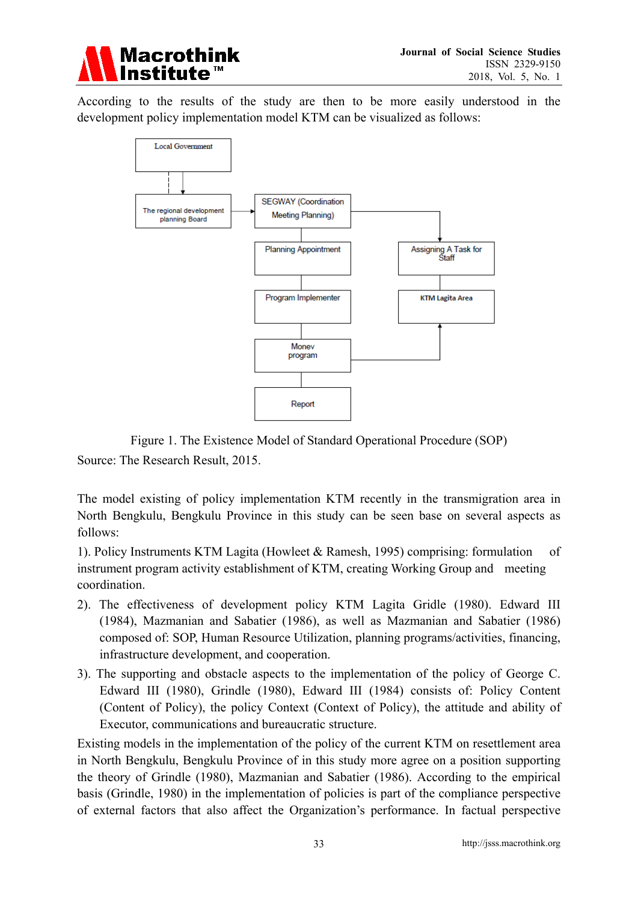According to the results of the study are then to be more easily understood in the development policy implementation model KTM can be visualized as follows:

Local Government

The regional development planning Board

SEGWAY (Coordination Meeting Planning)

Planning Appointment

Assigning A Task for Staff

Program Implementer

KTM Lagita Area

Monev program

Report

Figure 1. The Existence Model of Standard Operational Procedure (SOP)

Source: The Research Result, 2015.

The model existing of policy implementation KTM recently in the transmigration area in North Bengkulu, Bengkulu Province in this study can be seen base on several aspects as follows:

1). Policy Instruments KTM Lagita (Howleet & Ramesh, 1995) comprising: formulation of instrument program activity establishment of KTM, creating Working Group and meeting coordination.

2). The effectiveness of development policy KTM Lagita Gridle (1980). Edward III (1984), Mazmanian and Sabatier (1986), as well as Mazmanian and Sabatier (1986) composed of: SOP, Human Resource Utilization, planning programs/activities, financing, infrastructure development, and cooperation.

3). The supporting and obstacle aspects to the implementation of the policy of George C. Edward III (1980), Grindle (1980), Edward III (1984) consists of: Policy Content (Content of Policy), the policy Context (Context of Policy), the attitude and ability of Executor, communications and bureaucratic structure.

Existing models in the implementation of the policy of the current KTM on resettlement area in North Bengkulu, Bengkulu Province of in this study more agree on a position supporting the theory of Grindle (1980), Mazmanian and Sabatier (1986). According to the empirical basis (Grindle, 1980) in the implementation of policies is part of the compliance perspective of external factors that also affect the Organization's performance. In factual perspective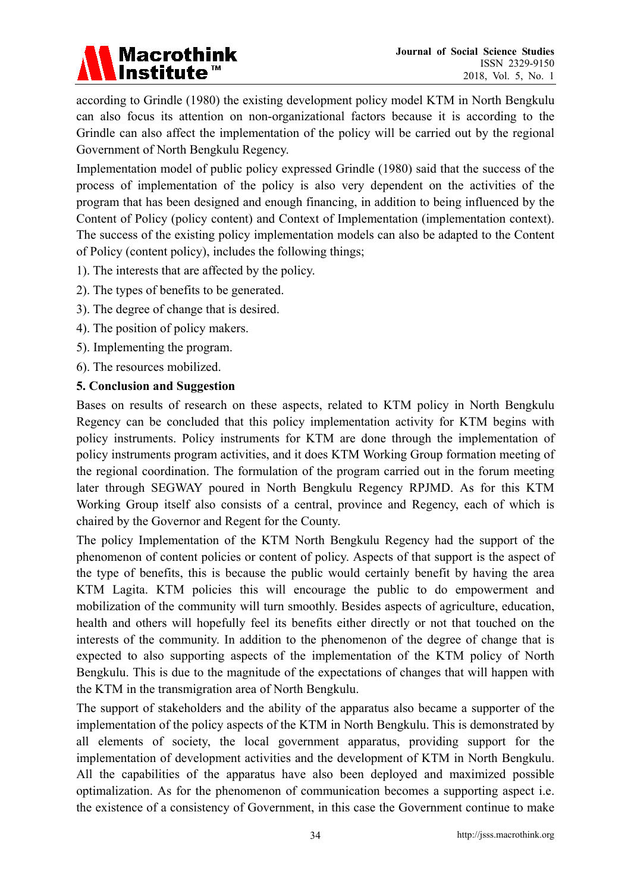according to Grindle (1980) the existing development policy model KTM in North Bengkulu can also focus its attention on non-organizational factors because it is according to the Grindle can also affect the implementation of the policy will be carried out by the regional Government of North Bengkulu Regency.

Implementation model of public policy expressed Grindle (1980) said that the success of the process of implementation of the policy is also very dependent on the activities of the program that has been designed and enough financing, in addition to being influenced by the Content of Policy (policy content) and Context of Implementation (implementation context). The success of the existing policy implementation models can also be adapted to the Content of Policy (content policy), includes the following things;

1). The interests that are affected by the policy.

2). The types of benefits to be generated.

3). The degree of change that is desired.

4). The position of policy makers.

5). Implementing the program.

6). The resources mobilized.

## 5. Conclusion and Suggestion

Bases on results of research on these aspects, related to KTM policy in North Bengkulu Regency can be concluded that this policy implementation activity for KTM begins with policy instruments. Policy instruments for KTM are done through the implementation of policy instruments program activities, and it does KTM Working Group formation meeting of the regional coordination. The formulation of the program carried out in the forum meeting later through SEGWAY poured in North Bengkulu Regency RPJMD. As for this KTM Working Group itself also consists of a central, province and Regency, each of which is chaired by the Governor and Regent for the County.

The policy Implementation of the KTM North Bengkulu Regency had the support of the phenomenon of content policies or content of policy. Aspects of that support is the aspect of the type of benefits, this is because the public would certainly benefit by having the area KTM Lagita. KTM policies this will encourage the public to do empowerment and mobilization of the community will turn smoothly. Besides aspects of agriculture, education, health and others will hopefully feel its benefits either directly or not that touched on the interests of the community. In addition to the phenomenon of the degree of change that is expected to also supporting aspects of the implementation of the KTM policy of North Bengkulu. This is due to the magnitude of the expectations of changes that will happen with the KTM in the transmigration area of North Bengkulu.

The support of stakeholders and the ability of the apparatus also became a supporter of the implementation of the policy aspects of the KTM in North Bengkulu. This is demonstrated by all elements of society, the local government apparatus, providing support for the implementation of development activities and the development of KTM in North Bengkulu. All the capabilities of the apparatus have also been deployed and maximized possible optimalization. As for the phenomenon of communication becomes a supporting aspect i.e. the existence of a consistency of Government, in this case the Government continue to make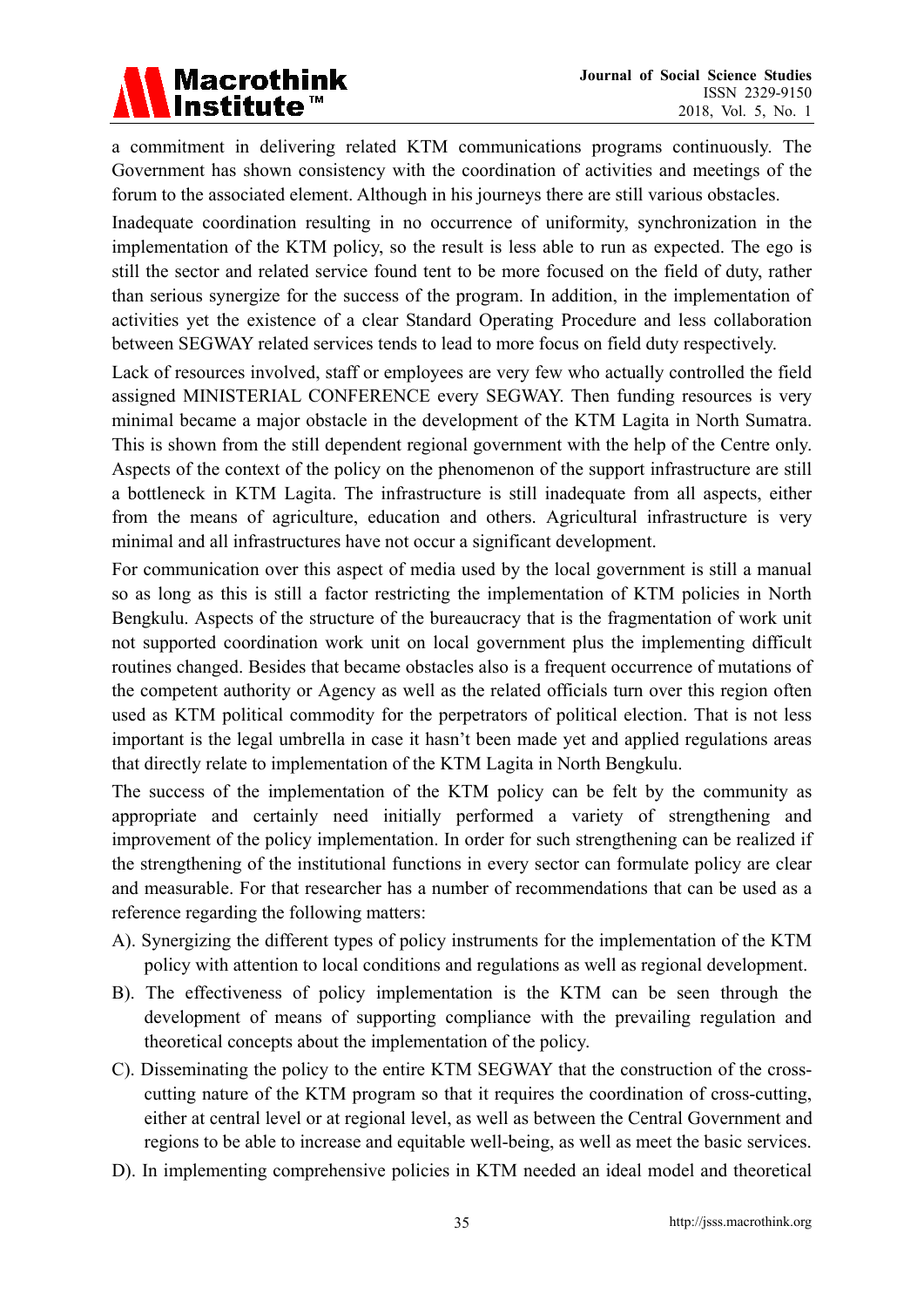a commitment in delivering related KTM communications programs continuously. The Government has shown consistency with the coordination of activities and meetings of the forum to the associated element. Although in his journeys there are still various obstacles.

Inadequate coordination resulting in no occurrence of uniformity, synchronization in the implementation of the KTM policy, so the result is less able to run as expected. The ego is still the sector and related service found tent to be more focused on the field of duty, rather than serious synergize for the success of the program. In addition, in the implementation of activities yet the existence of a clear Standard Operating Procedure and less collaboration between SEGWAY related services tends to lead to more focus on field duty respectively.

Lack of resources involved, staff or employees are very few who actually controlled the field assigned MINISTERIAL CONFERENCE every SEGWAY. Then funding resources is very minimal became a major obstacle in the development of the KTM Lagita in North Sumatra. This is shown from the still dependent regional government with the help of the Centre only. Aspects of the context of the policy on the phenomenon of the support infrastructure are still a bottleneck in KTM Lagita. The infrastructure is still inadequate from all aspects, either from the means of agriculture, education and others. Agricultural infrastructure is very minimal and all infrastructures have not occur a significant development.

For communication over this aspect of media used by the local government is still a manual so as long as this is still a factor restricting the implementation of KTM policies in North Bengkulu. Aspects of the structure of the bureaucracy that is the fragmentation of work unit not supported coordination work unit on local government plus the implementing difficult routines changed. Besides that became obstacles also is a frequent occurrence of mutations of the competent authority or Agency as well as the related officials turn over this region often used as KTM political commodity for the perpetrators of political election. That is not less important is the legal umbrella in case it hasn't been made yet and applied regulations areas that directly relate to implementation of the KTM Lagita in North Bengkulu.

The success of the implementation of the KTM policy can be felt by the community as appropriate and certainly need initially performed a variety of strengthening and improvement of the policy implementation. In order for such strengthening can be realized if the strengthening of the institutional functions in every sector can formulate policy are clear and measurable. For that researcher has a number of recommendations that can be used as a reference regarding the following matters:

A). Synergizing the different types of policy instruments for the implementation of the KTM policy with attention to local conditions and regulations as well as regional development.

B). The effectiveness of policy implementation is the KTM can be seen through the development of means of supporting compliance with the prevailing regulation and theoretical concepts about the implementation of the policy.

C). Disseminating the policy to the entire KTM SEGWAY that the construction of the cross-cutting nature of the KTM program so that it requires the coordination of cross-cutting, either at central level or at regional level, as well as between the Central Government and regions to be able to increase and equitable well-being, as well as meet the basic services.

D). In implementing comprehensive policies in KTM needed an ideal model and theoretical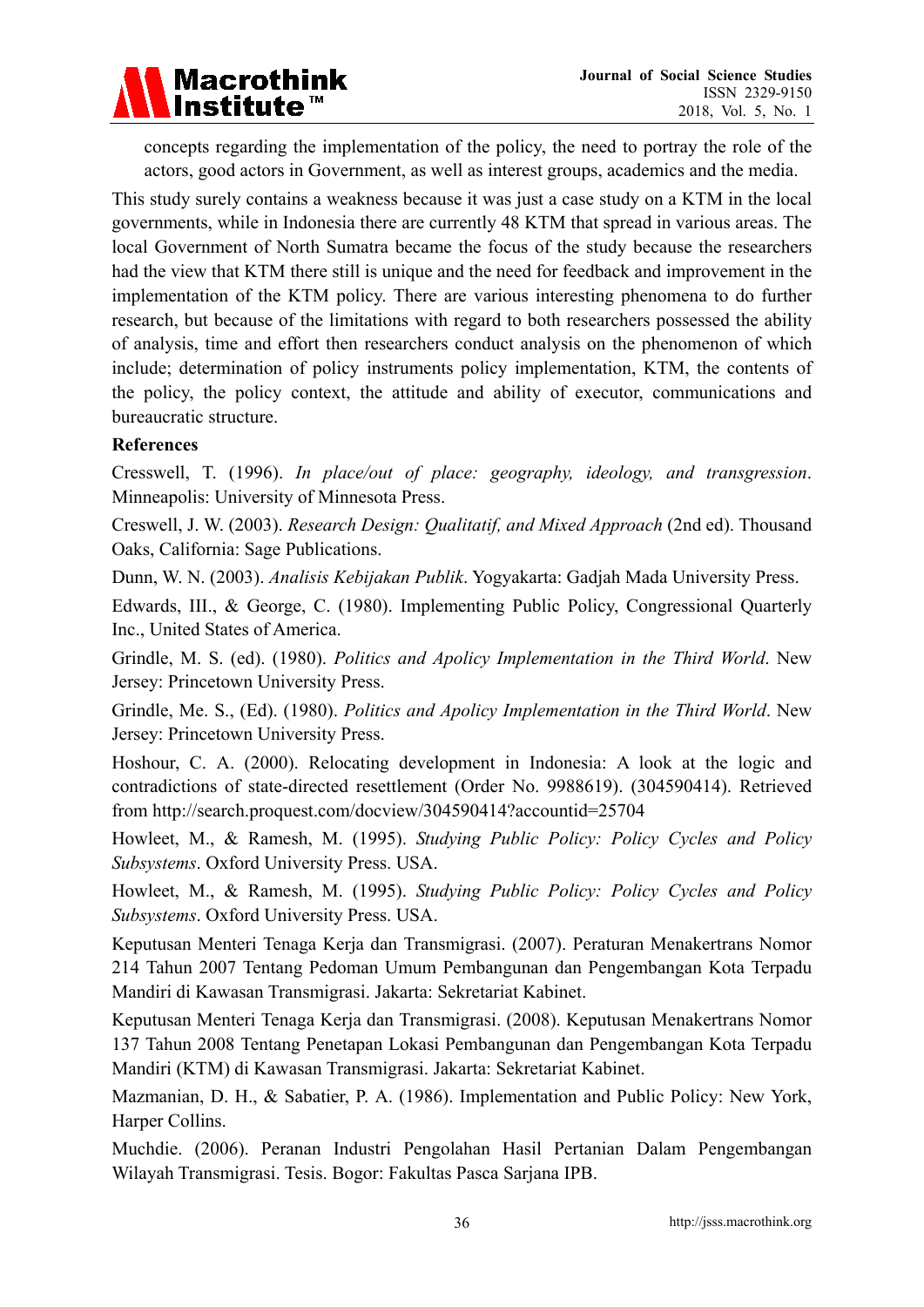concepts regarding the implementation of the policy, the need to portray the role of the actors, good actors in Government, as well as interest groups, academics and the media.

This study surely contains a weakness because it was just a case study on a KTM in the local governments, while in Indonesia there are currently 48 KTM that spread in various areas. The local Government of North Sumatra became the focus of the study because the researchers had the view that KTM there still is unique and the need for feedback and improvement in the implementation of the KTM policy. There are various interesting phenomena to do further research, but because of the limitations with regard to both researchers possessed the ability of analysis, time and effort then researchers conduct analysis on the phenomenon of which include; determination of policy instruments policy implementation, KTM, the contents of the policy, the policy context, the attitude and ability of executor, communications and bureaucratic structure.

**References**

Cresswell, T. (1996). *In place/out of place: geography, ideology, and transgression*. Minneapolis: University of Minnesota Press.

Creswell, J. W. (2003). *Research Design: Qualitatif, and Mixed Approach* (2nd ed). Thousand Oaks, California: Sage Publications.

Dunn, W. N. (2003). *Analisis Kebijakan Publik*. Yogyakarta: Gadjah Mada University Press.

Edwards, III., & George, C. (1980). Implementing Public Policy, Congressional Quarterly Inc., United States of America.

Grindle, M. S. (ed). (1980). *Politics and Apolicy Implementation in the Third World*. New Jersey: Princetown University Press.

Grindle, Me. S., (Ed). (1980). *Politics and Apolicy Implementation in the Third World*. New Jersey: Princetown University Press.

Hoshour, C. A. (2000). Relocating development in Indonesia: A look at the logic and contradictions of state-directed resettlement (Order No. 9988619). (304590414). Retrieved from http://search.proquest.com/docview/304590414?accountid=25704

Howleet, M., & Ramesh, M. (1995). *Studying Public Policy: Policy Cycles and Policy Subsystems*. Oxford University Press. USA.

Howleet, M., & Ramesh, M. (1995). *Studying Public Policy: Policy Cycles and Policy Subsystems*. Oxford University Press. USA.

Keputusan Menteri Tenaga Kerja dan Transmigrasi. (2007). Peraturan Menakertrans Nomor 214 Tahun 2007 Tentang Pedoman Umum Pembangunan dan Pengembangan Kota Terpadu Mandiri di Kawasan Transmigrasi. Jakarta: Sekretariat Kabinet.

Keputusan Menteri Tenaga Kerja dan Transmigrasi. (2008). Keputusan Menakertrans Nomor 137 Tahun 2008 Tentang Penetapan Lokasi Pembangunan dan Pengembangan Kota Terpadu Mandiri (KTM) di Kawasan Transmigrasi. Jakarta: Sekretariat Kabinet.

Mazmanian, D. H., & Sabatier, P. A. (1986). Implementation and Public Policy: New York, Harper Collins.

Muchdie. (2006). Peranan Industri Pengolahan Hasil Pertanian Dalam Pengembangan Wilayah Transmigrasi. Tesis. Bogor: Fakultas Pasca Sarjana IPB.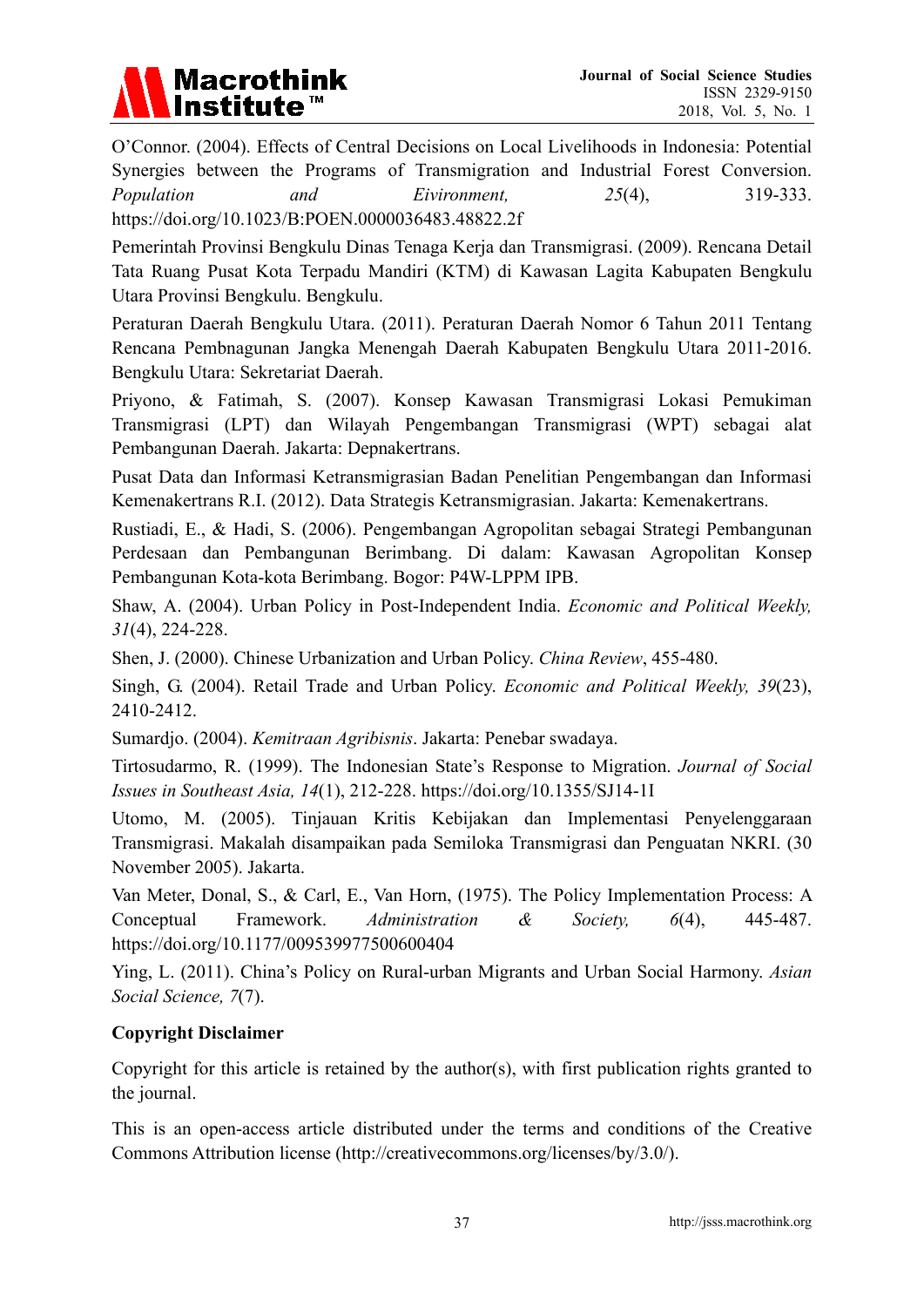O'Connor. (2004). Effects of Central Decisions on Local Livelihoods in Indonesia: Potential Synergies between the Programs of Transmigration and Industrial Forest Conversion. *Population and Eivironment, 25*(4), 319-333. https://doi.org/10.1023/B:POEN.0000036483.48822.2f

Pemerintah Provinsi Bengkulu Dinas Tenaga Kerja dan Transmigrasi. (2009). Rencana Detail Tata Ruang Pusat Kota Terpadu Mandiri (KTM) di Kawasan Lagita Kabupaten Bengkulu Utara Provinsi Bengkulu. Bengkulu.

Peraturan Daerah Bengkulu Utara. (2011). Peraturan Daerah Nomor 6 Tahun 2011 Tentang Rencana Pembnagunan Jangka Menengah Daerah Kabupaten Bengkulu Utara 2011-2016. Bengkulu Utara: Sekretariat Daerah.

Priyono, & Fatimah, S. (2007). Konsep Kawasan Transmigrasi Lokasi Pemukiman Transmigrasi (LPT) dan Wilayah Pengembangan Transmigrasi (WPT) sebagai alat Pembangunan Daerah. Jakarta: Depnakertrans.

Pusat Data dan Informasi Ketransmigrasian Badan Penelitian Pengembangan dan Informasi Kemenakertrans R.I. (2012). Data Strategis Ketransmigrasian. Jakarta: Kemenakertrans.

Rustiadi, E., & Hadi, S. (2006). Pengembangan Agropolitan sebagai Strategi Pembangunan Perdesaan dan Pembangunan Berimbang. Di dalam: Kawasan Agropolitan Konsep Pembangunan Kota-kota Berimbang. Bogor: P4W-LPPM IPB.

Shaw, A. (2004). Urban Policy in Post-Independent India. *Economic and Political Weekly, 31*(4), 224-228.

Shen, J. (2000). Chinese Urbanization and Urban Policy. *China Review*, 455-480.

Singh, G. (2004). Retail Trade and Urban Policy. *Economic and Political Weekly, 39*(23), 2410-2412.

Sumardjo. (2004). *Kemitraan Agribisnis*. Jakarta: Penebar swadaya.

Tirtosudarmo, R. (1999). The Indonesian State's Response to Migration. *Journal of Social Issues in Southeast Asia, 14*(1), 212-228. https://doi.org/10.1355/SJ14-1I

Utomo, M. (2005). Tinjauan Kritis Kebijakan dan Implementasi Penyelenggaraan Transmigrasi. Makalah disampaikan pada Semiloka Transmigrasi dan Penguatan NKRI. (30 November 2005). Jakarta.

Van Meter, Donal, S., & Carl, E., Van Horn, (1975). The Policy Implementation Process: A Conceptual Framework. *Administration & Society, 6*(4), 445-487. https://doi.org/10.1177/009539977500600404

Ying, L. (2011). China's Policy on Rural-urban Migrants and Urban Social Harmony. *Asian Social Science, 7*(7).

**Copyright Disclaimer**

Copyright for this article is retained by the author(s), with first publication rights granted to the journal.

This is an open-access article distributed under the terms and conditions of the Creative Commons Attribution license (http://creativecommons.org/licenses/by/3.0/).